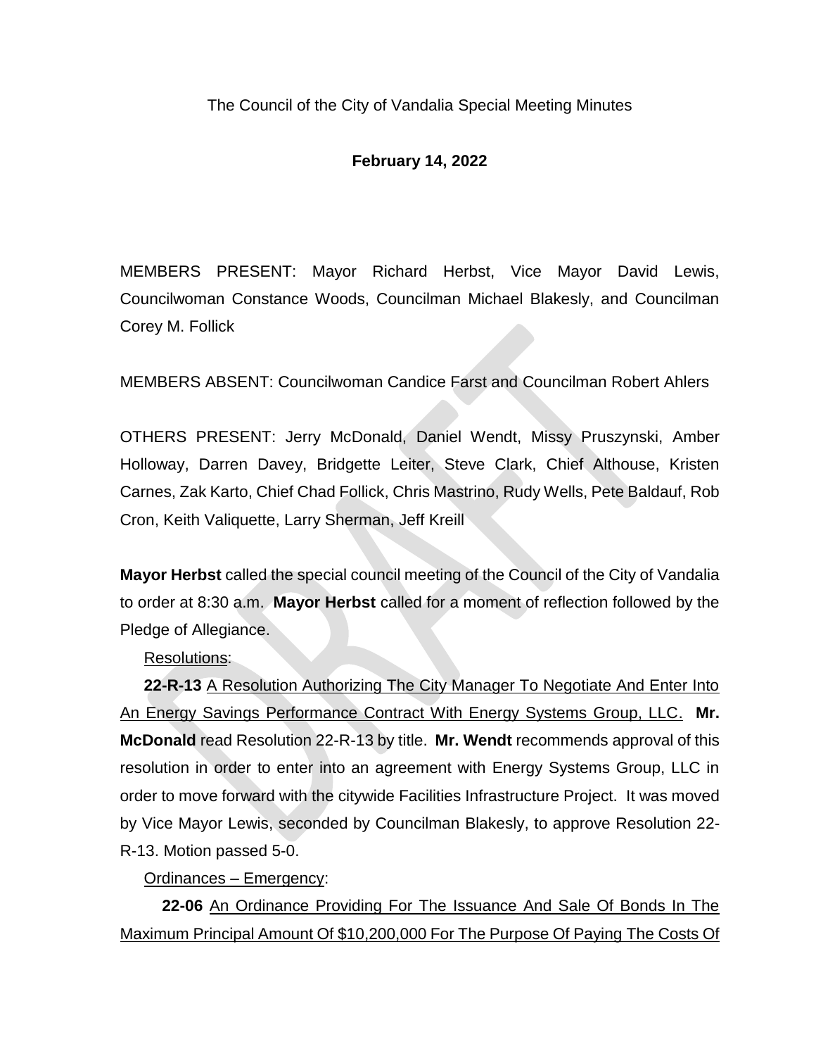The Council of the City of Vandalia Special Meeting Minutes

**February 14, 2022**

MEMBERS PRESENT: Mayor Richard Herbst, Vice Mayor David Lewis, Councilwoman Constance Woods, Councilman Michael Blakesly, and Councilman Corey M. Follick

MEMBERS ABSENT: Councilwoman Candice Farst and Councilman Robert Ahlers

OTHERS PRESENT: Jerry McDonald, Daniel Wendt, Missy Pruszynski, Amber Holloway, Darren Davey, Bridgette Leiter, Steve Clark, Chief Althouse, Kristen Carnes, Zak Karto, Chief Chad Follick, Chris Mastrino, Rudy Wells, Pete Baldauf, Rob Cron, Keith Valiquette, Larry Sherman, Jeff Kreill

**Mayor Herbst** called the special council meeting of the Council of the City of Vandalia to order at 8:30 a.m. **Mayor Herbst** called for a moment of reflection followed by the Pledge of Allegiance.

Resolutions:

**22-R-13** A Resolution Authorizing The City Manager To Negotiate And Enter Into An Energy Savings Performance Contract With Energy Systems Group, LLC. **Mr. McDonald** read Resolution 22-R-13 by title. **Mr. Wendt** recommends approval of this resolution in order to enter into an agreement with Energy Systems Group, LLC in order to move forward with the citywide Facilities Infrastructure Project. It was moved by Vice Mayor Lewis, seconded by Councilman Blakesly, to approve Resolution 22-R-13. Motion passed 5-0.

Ordinances – Emergency:

**22-06** An Ordinance Providing For The Issuance And Sale Of Bonds In The Maximum Principal Amount Of $10,200,000 For The Purpose Of Paying The Costs Of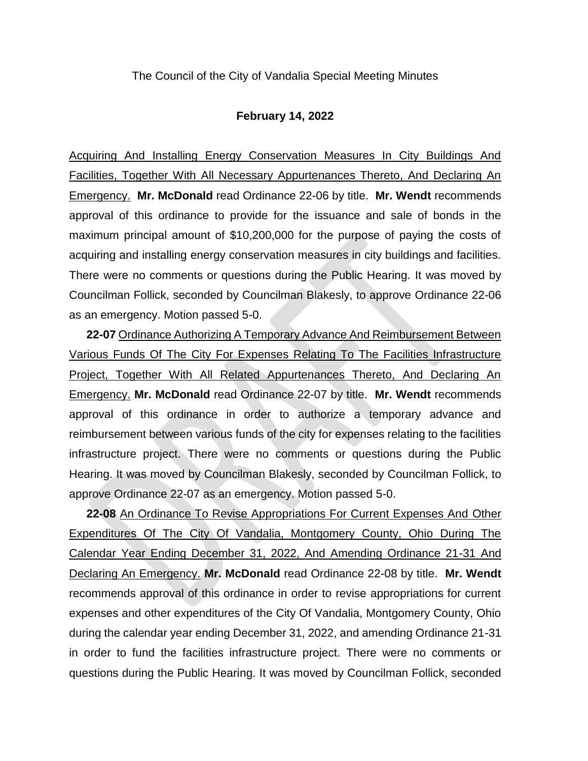The Council of the City of Vandalia Special Meeting Minutes

**February 14, 2022**

Acquiring And Installing Energy Conservation Measures In City Buildings And Facilities, Together With All Necessary Appurtenances Thereto, And Declaring An Emergency. **Mr. McDonald** read Ordinance 22-06 by title. **Mr. Wendt** recommends approval of this ordinance to provide for the issuance and sale of bonds in the maximum principal amount of $10,200,000 for the purpose of paying the costs of acquiring and installing energy conservation measures in city buildings and facilities. There were no comments or questions during the Public Hearing. It was moved by Councilman Follick, seconded by Councilman Blakesly, to approve Ordinance 22-06 as an emergency. Motion passed 5-0.

**22-07** Ordinance Authorizing A Temporary Advance And Reimbursement Between Various Funds Of The City For Expenses Relating To The Facilities Infrastructure Project, Together With All Related Appurtenances Thereto, And Declaring An Emergency. **Mr. McDonald** read Ordinance 22-07 by title. **Mr. Wendt** recommends approval of this ordinance in order to authorize a temporary advance and reimbursement between various funds of the city for expenses relating to the facilities infrastructure project. There were no comments or questions during the Public Hearing. It was moved by Councilman Blakesly, seconded by Councilman Follick, to approve Ordinance 22-07 as an emergency. Motion passed 5-0.

**22-08** An Ordinance To Revise Appropriations For Current Expenses And Other Expenditures Of The City Of Vandalia, Montgomery County, Ohio During The Calendar Year Ending December 31, 2022, And Amending Ordinance 21-31 And Declaring An Emergency. **Mr. McDonald** read Ordinance 22-08 by title. **Mr. Wendt** recommends approval of this ordinance in order to revise appropriations for current expenses and other expenditures of the City Of Vandalia, Montgomery County, Ohio during the calendar year ending December 31, 2022, and amending Ordinance 21-31 in order to fund the facilities infrastructure project. There were no comments or questions during the Public Hearing. It was moved by Councilman Follick, seconded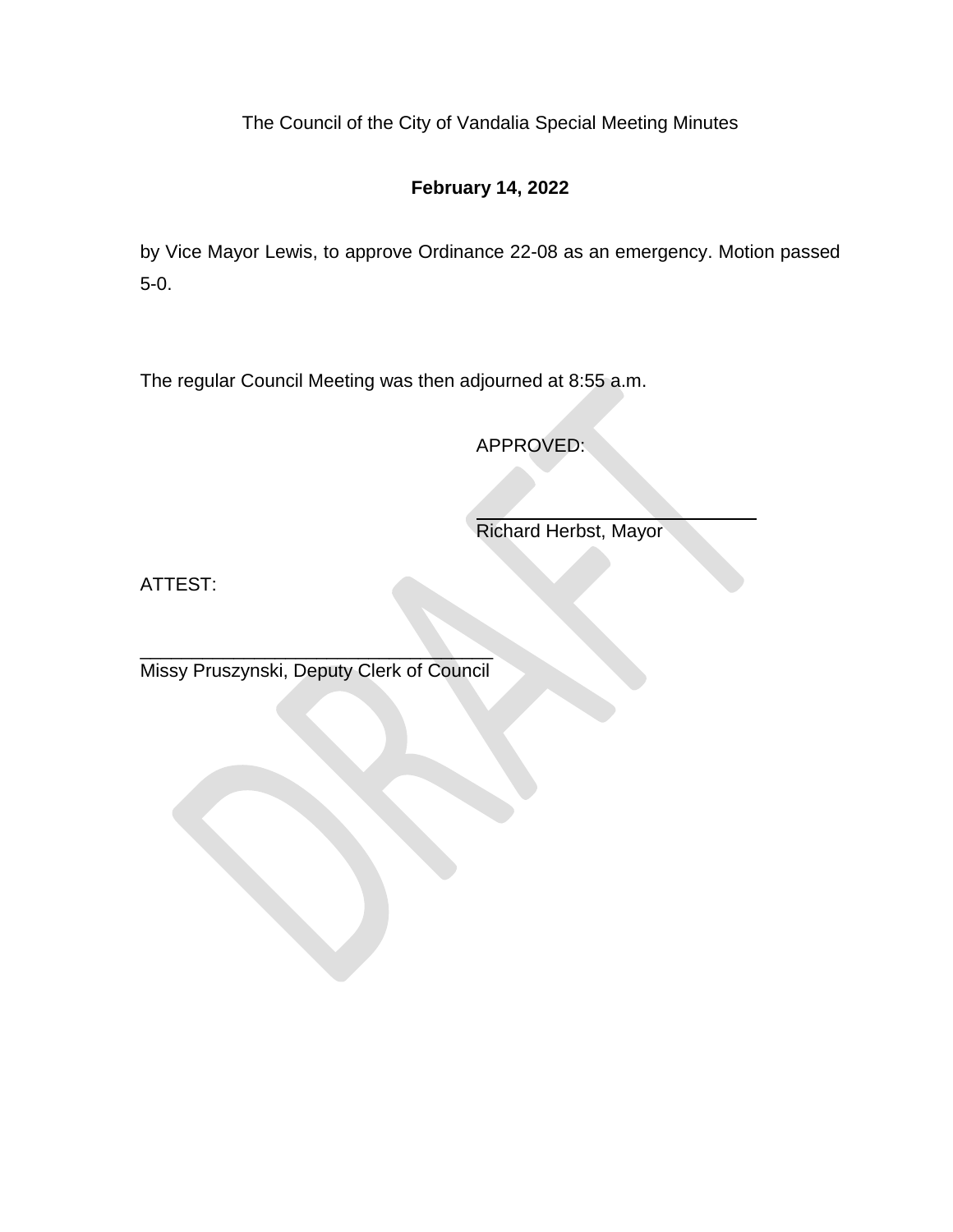The Council of the City of Vandalia Special Meeting Minutes

**February 14, 2022**

by Vice Mayor Lewis, to approve Ordinance 22-08 as an emergency. Motion passed 5-0.

The regular Council Meeting was then adjourned at 8:55 a.m.

APPROVED:

\_\_\_\_\_\_\_\_\_\_\_\_\_\_\_\_\_\_\_\_\_\_\_\_\_\_\_\_
Richard Herbst, Mayor

ATTEST:

\_\_\_\_\_\_\_\_\_\_\_\_\_\_\_\_\_\_\_\_\_\_\_\_\_\_\_\_\_\_\_\_\_\_
Missy Pruszynski, Deputy Clerk of Council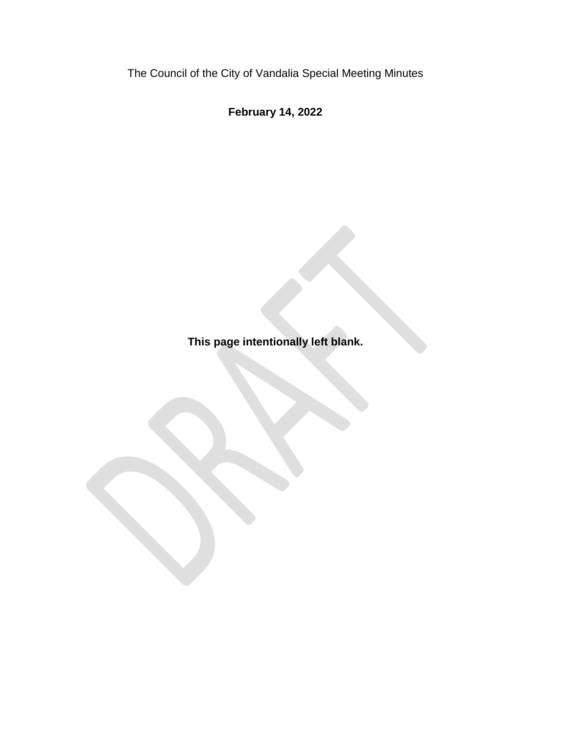The Council of the City of Vandalia Special Meeting Minutes

**February 14, 2022**

**This page intentionally left blank.**